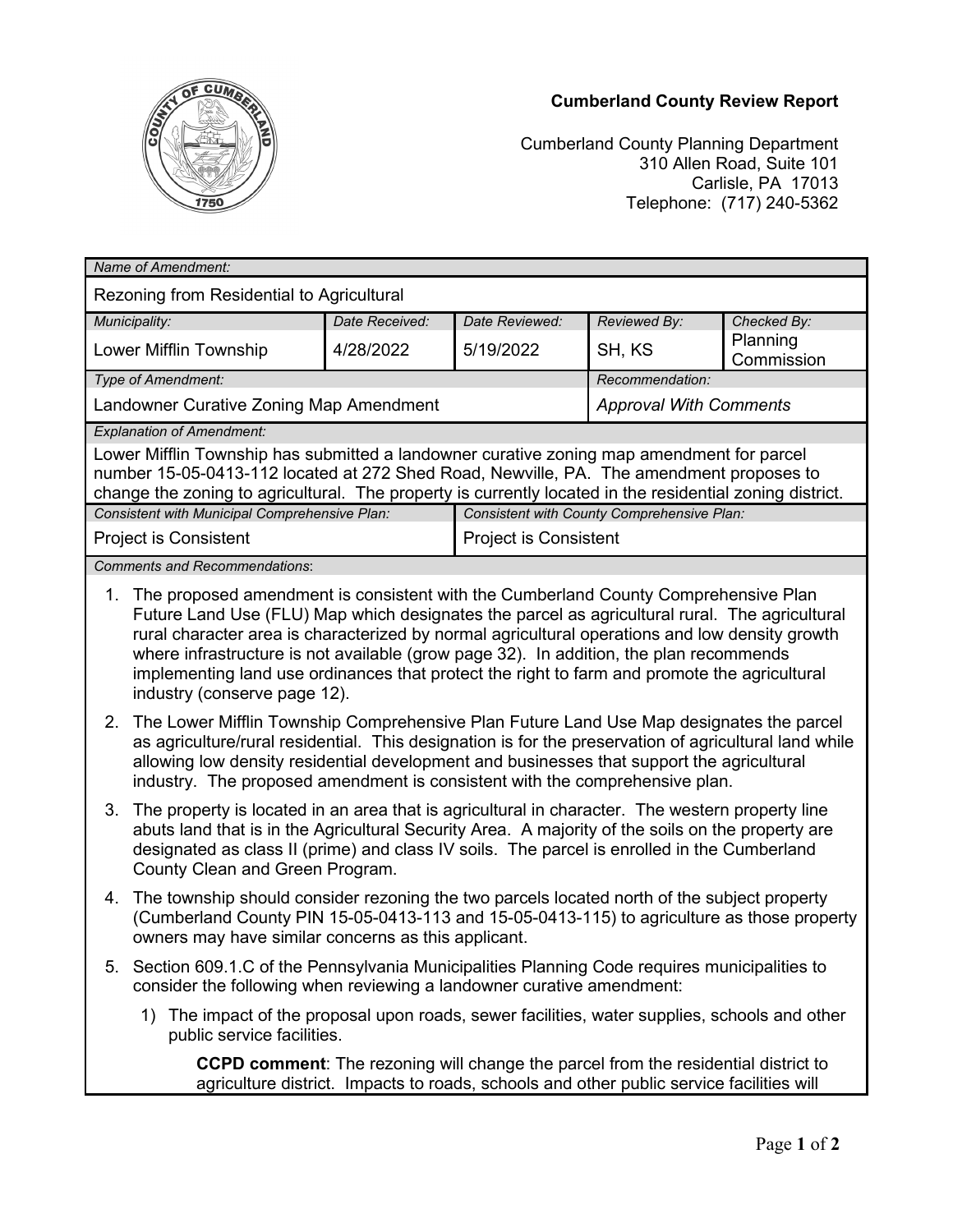**Cumberland County Review Report**

Cumberland County Planning Department
310 Allen Road, Suite 101
Carlisle, PA 17013
Telephone: (717) 240-5362

| *Name of Amendment:* | | | | |
|---|---|---|---|---|
| Rezoning from Residential to Agricultural | | | | |
| *Municipality:* | *Date Received:* | *Date Reviewed:* | *Reviewed By:* | *Checked By:* |
| Lower Mifflin Township | 4/28/2022 | 5/19/2022 | SH, KS | Planning Commission |
| *Type of Amendment:* | | | *Recommendation:* | |
| Landowner Curative Zoning Map Amendment | | | *Approval With Comments* | |

*Explanation of Amendment:*

Lower Mifflin Township has submitted a landowner curative zoning map amendment for parcel number 15-05-0413-112 located at 272 Shed Road, Newville, PA. The amendment proposes to change the zoning to agricultural. The property is currently located in the residential zoning district.

| *Consistent with Municipal Comprehensive Plan:* | *Consistent with County Comprehensive Plan:* |
|---|---|
| Project is Consistent | Project is Consistent |

*Comments and Recommendations*:

1. The proposed amendment is consistent with the Cumberland County Comprehensive Plan Future Land Use (FLU) Map which designates the parcel as agricultural rural. The agricultural rural character area is characterized by normal agricultural operations and low density growth where infrastructure is not available (grow page 32). In addition, the plan recommends implementing land use ordinances that protect the right to farm and promote the agricultural industry (conserve page 12).
2. The Lower Mifflin Township Comprehensive Plan Future Land Use Map designates the parcel as agriculture/rural residential. This designation is for the preservation of agricultural land while allowing low density residential development and businesses that support the agricultural industry. The proposed amendment is consistent with the comprehensive plan.
3. The property is located in an area that is agricultural in character. The western property line abuts land that is in the Agricultural Security Area. A majority of the soils on the property are designated as class II (prime) and class IV soils. The parcel is enrolled in the Cumberland County Clean and Green Program.
4. The township should consider rezoning the two parcels located north of the subject property (Cumberland County PIN 15-05-0413-113 and 15-05-0413-115) to agriculture as those property owners may have similar concerns as this applicant.
5. Section 609.1.C of the Pennsylvania Municipalities Planning Code requires municipalities to consider the following when reviewing a landowner curative amendment:
   1) The impact of the proposal upon roads, sewer facilities, water supplies, schools and other public service facilities.

      **CCPD comment**: The rezoning will change the parcel from the residential district to agriculture district. Impacts to roads, schools and other public service facilities will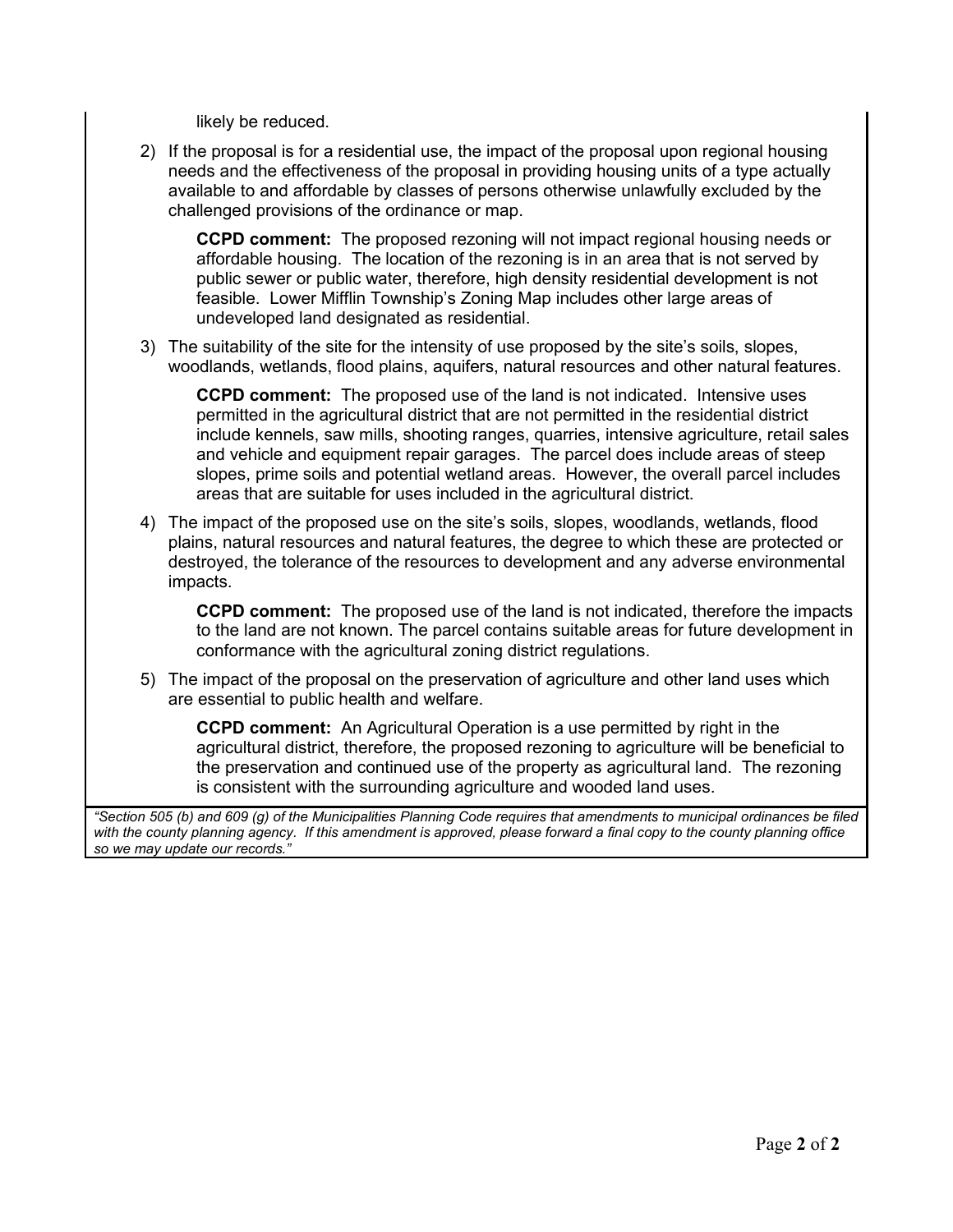likely be reduced.

2) If the proposal is for a residential use, the impact of the proposal upon regional housing needs and the effectiveness of the proposal in providing housing units of a type actually available to and affordable by classes of persons otherwise unlawfully excluded by the challenged provisions of the ordinance or map.

   **CCPD comment:** The proposed rezoning will not impact regional housing needs or affordable housing. The location of the rezoning is in an area that is not served by public sewer or public water, therefore, high density residential development is not feasible. Lower Mifflin Township's Zoning Map includes other large areas of undeveloped land designated as residential.

3) The suitability of the site for the intensity of use proposed by the site's soils, slopes, woodlands, wetlands, flood plains, aquifers, natural resources and other natural features.

   **CCPD comment:** The proposed use of the land is not indicated. Intensive uses permitted in the agricultural district that are not permitted in the residential district include kennels, saw mills, shooting ranges, quarries, intensive agriculture, retail sales and vehicle and equipment repair garages. The parcel does include areas of steep slopes, prime soils and potential wetland areas. However, the overall parcel includes areas that are suitable for uses included in the agricultural district.

4) The impact of the proposed use on the site's soils, slopes, woodlands, wetlands, flood plains, natural resources and natural features, the degree to which these are protected or destroyed, the tolerance of the resources to development and any adverse environmental impacts.

   **CCPD comment:** The proposed use of the land is not indicated, therefore the impacts to the land are not known. The parcel contains suitable areas for future development in conformance with the agricultural zoning district regulations.

5) The impact of the proposal on the preservation of agriculture and other land uses which are essential to public health and welfare.

   **CCPD comment:** An Agricultural Operation is a use permitted by right in the agricultural district, therefore, the proposed rezoning to agriculture will be beneficial to the preservation and continued use of the property as agricultural land. The rezoning is consistent with the surrounding agriculture and wooded land uses.

*"Section 505 (b) and 609 (g) of the Municipalities Planning Code requires that amendments to municipal ordinances be filed with the county planning agency. If this amendment is approved, please forward a final copy to the county planning office so we may update our records."*